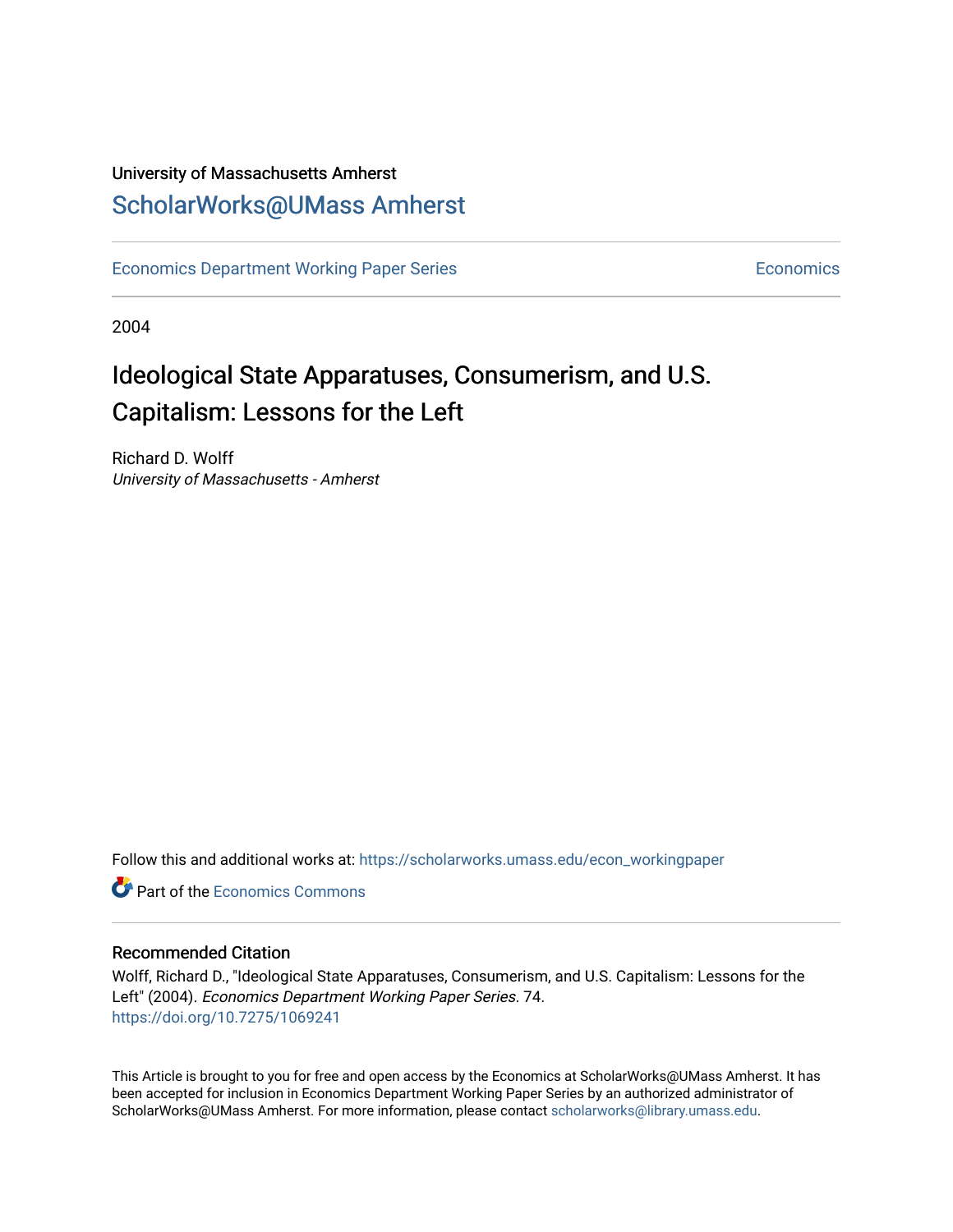University of Massachusetts Amherst

# ScholarWorks@UMass Amherst

Economics Department Working Paper Series | Economics

2004

# Ideological State Apparatuses, Consumerism, and U.S. Capitalism: Lessons for the Left

Richard D. Wolff
*University of Massachusetts - Amherst*

Follow this and additional works at: https://scholarworks.umass.edu/econ_workingpaper

Part of the Economics Commons

## Recommended Citation

Wolff, Richard D., "Ideological State Apparatuses, Consumerism, and U.S. Capitalism: Lessons for the Left" (2004). *Economics Department Working Paper Series*. 74.
https://doi.org/10.7275/1069241

This Article is brought to you for free and open access by the Economics at ScholarWorks@UMass Amherst. It has been accepted for inclusion in Economics Department Working Paper Series by an authorized administrator of ScholarWorks@UMass Amherst. For more information, please contact scholarworks@library.umass.edu.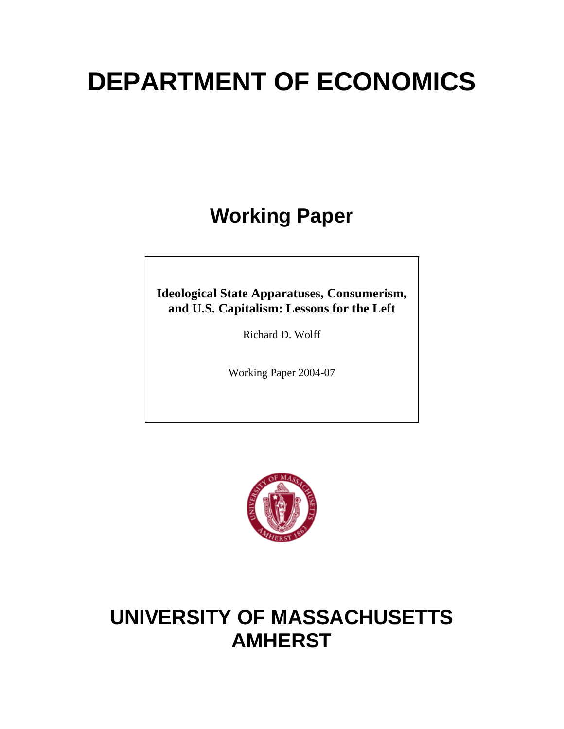# DEPARTMENT OF ECONOMICS

## Working Paper

**Ideological State Apparatuses, Consumerism, and U.S. Capitalism: Lessons for the Left**

Richard D. Wolff

Working Paper 2004-07

# UNIVERSITY OF MASSACHUSETTS AMHERST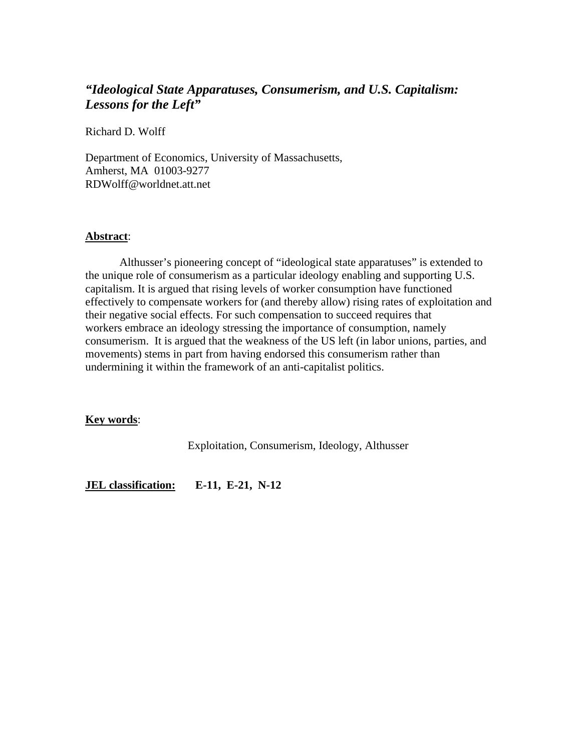# *"Ideological State Apparatuses, Consumerism, and U.S. Capitalism: Lessons for the Left"*

Richard D. Wolff

Department of Economics, University of Massachusetts,
Amherst, MA 01003-9277
RDWolff@worldnet.att.net

**Abstract**:

Althusser's pioneering concept of "ideological state apparatuses" is extended to the unique role of consumerism as a particular ideology enabling and supporting U.S. capitalism. It is argued that rising levels of worker consumption have functioned effectively to compensate workers for (and thereby allow) rising rates of exploitation and their negative social effects. For such compensation to succeed requires that workers embrace an ideology stressing the importance of consumption, namely consumerism. It is argued that the weakness of the US left (in labor unions, parties, and movements) stems in part from having endorsed this consumerism rather than undermining it within the framework of an anti-capitalist politics.

**Key words**:

Exploitation, Consumerism, Ideology, Althusser

**JEL classification:** **E-11, E-21, N-12**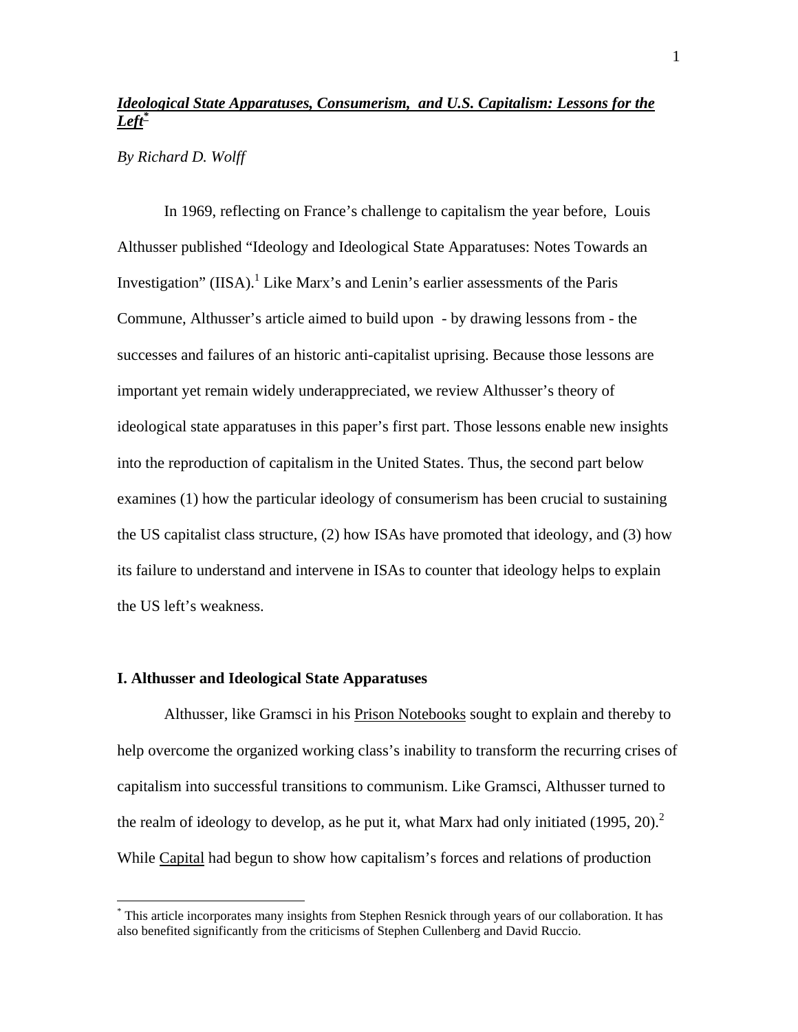***Ideological State Apparatuses, Consumerism, and U.S. Capitalism: Lessons for the Left*** [*]

*By Richard D. Wolff*

In 1969, reflecting on France's challenge to capitalism the year before, Louis Althusser published "Ideology and Ideological State Apparatuses: Notes Towards an Investigation" (IISA).[1] Like Marx's and Lenin's earlier assessments of the Paris Commune, Althusser's article aimed to build upon - by drawing lessons from - the successes and failures of an historic anti-capitalist uprising. Because those lessons are important yet remain widely underappreciated, we review Althusser's theory of ideological state apparatuses in this paper's first part. Those lessons enable new insights into the reproduction of capitalism in the United States. Thus, the second part below examines (1) how the particular ideology of consumerism has been crucial to sustaining the US capitalist class structure, (2) how ISAs have promoted that ideology, and (3) how its failure to understand and intervene in ISAs to counter that ideology helps to explain the US left's weakness.

## I. Althusser and Ideological State Apparatuses

Althusser, like Gramsci in his Prison Notebooks sought to explain and thereby to help overcome the organized working class's inability to transform the recurring crises of capitalism into successful transitions to communism. Like Gramsci, Althusser turned to the realm of ideology to develop, as he put it, what Marx had only initiated (1995, 20).[2] While Capital had begun to show how capitalism's forces and relations of production

---

[*] This article incorporates many insights from Stephen Resnick through years of our collaboration. It has also benefited significantly from the criticisms of Stephen Cullenberg and David Ruccio.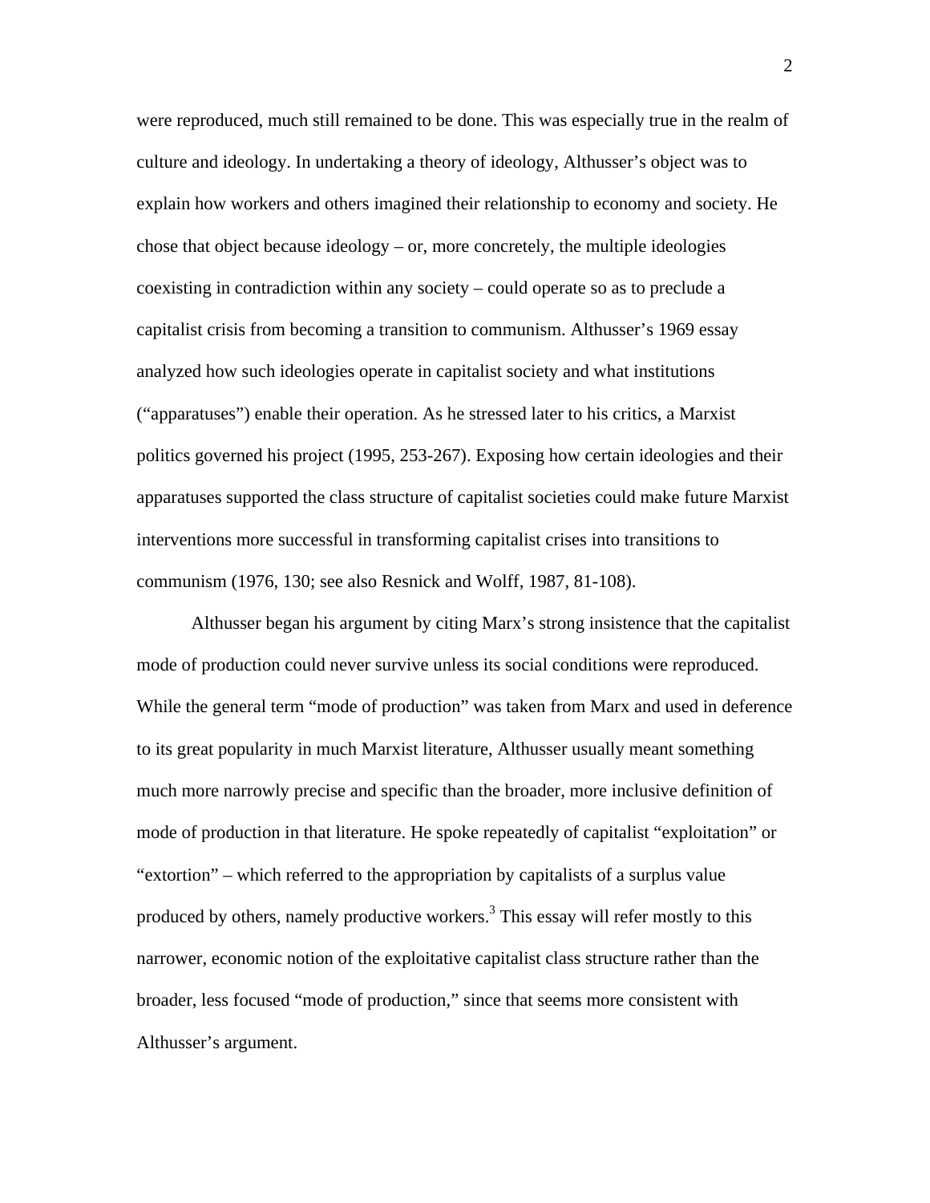were reproduced, much still remained to be done. This was especially true in the realm of culture and ideology. In undertaking a theory of ideology, Althusser's object was to explain how workers and others imagined their relationship to economy and society. He chose that object because ideology – or, more concretely, the multiple ideologies coexisting in contradiction within any society – could operate so as to preclude a capitalist crisis from becoming a transition to communism. Althusser's 1969 essay analyzed how such ideologies operate in capitalist society and what institutions ("apparatuses") enable their operation. As he stressed later to his critics, a Marxist politics governed his project (1995, 253-267). Exposing how certain ideologies and their apparatuses supported the class structure of capitalist societies could make future Marxist interventions more successful in transforming capitalist crises into transitions to communism (1976, 130; see also Resnick and Wolff, 1987, 81-108).

Althusser began his argument by citing Marx's strong insistence that the capitalist mode of production could never survive unless its social conditions were reproduced. While the general term "mode of production" was taken from Marx and used in deference to its great popularity in much Marxist literature, Althusser usually meant something much more narrowly precise and specific than the broader, more inclusive definition of mode of production in that literature. He spoke repeatedly of capitalist "exploitation" or "extortion" – which referred to the appropriation by capitalists of a surplus value produced by others, namely productive workers.[3] This essay will refer mostly to this narrower, economic notion of the exploitative capitalist class structure rather than the broader, less focused "mode of production," since that seems more consistent with Althusser's argument.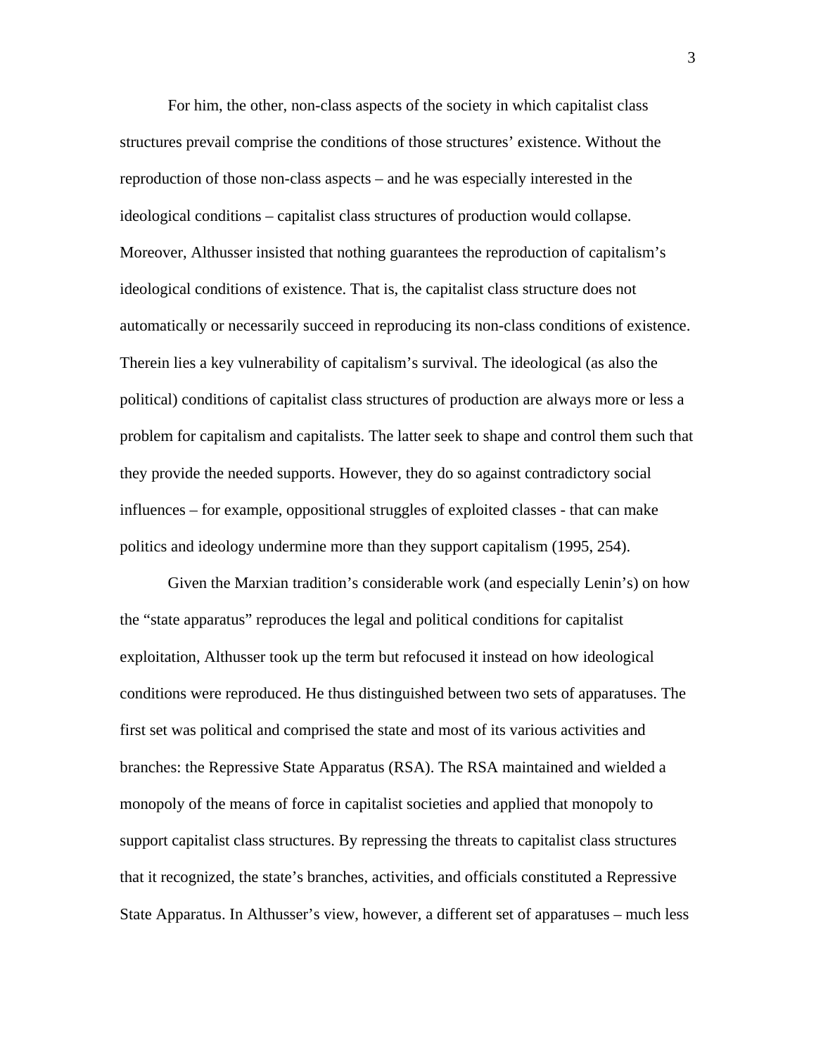For him, the other, non-class aspects of the society in which capitalist class structures prevail comprise the conditions of those structures' existence. Without the reproduction of those non-class aspects – and he was especially interested in the ideological conditions – capitalist class structures of production would collapse. Moreover, Althusser insisted that nothing guarantees the reproduction of capitalism's ideological conditions of existence. That is, the capitalist class structure does not automatically or necessarily succeed in reproducing its non-class conditions of existence. Therein lies a key vulnerability of capitalism's survival. The ideological (as also the political) conditions of capitalist class structures of production are always more or less a problem for capitalism and capitalists. The latter seek to shape and control them such that they provide the needed supports. However, they do so against contradictory social influences – for example, oppositional struggles of exploited classes - that can make politics and ideology undermine more than they support capitalism (1995, 254).

Given the Marxian tradition's considerable work (and especially Lenin's) on how the "state apparatus" reproduces the legal and political conditions for capitalist exploitation, Althusser took up the term but refocused it instead on how ideological conditions were reproduced. He thus distinguished between two sets of apparatuses. The first set was political and comprised the state and most of its various activities and branches: the Repressive State Apparatus (RSA). The RSA maintained and wielded a monopoly of the means of force in capitalist societies and applied that monopoly to support capitalist class structures. By repressing the threats to capitalist class structures that it recognized, the state's branches, activities, and officials constituted a Repressive State Apparatus. In Althusser's view, however, a different set of apparatuses – much less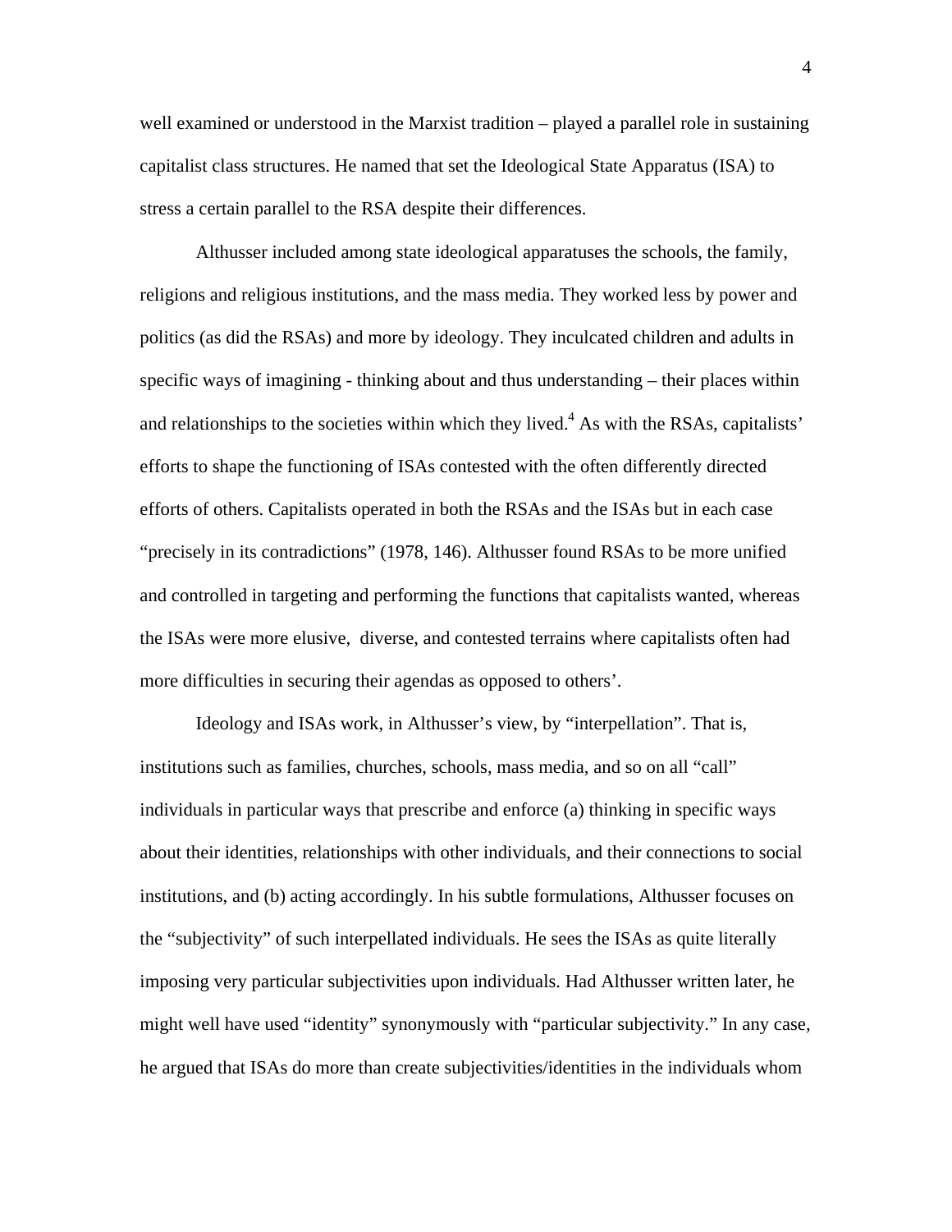well examined or understood in the Marxist tradition – played a parallel role in sustaining capitalist class structures. He named that set the Ideological State Apparatus (ISA) to stress a certain parallel to the RSA despite their differences.

Althusser included among state ideological apparatuses the schools, the family, religions and religious institutions, and the mass media. They worked less by power and politics (as did the RSAs) and more by ideology. They inculcated children and adults in specific ways of imagining - thinking about and thus understanding – their places within and relationships to the societies within which they lived.[4] As with the RSAs, capitalists' efforts to shape the functioning of ISAs contested with the often differently directed efforts of others. Capitalists operated in both the RSAs and the ISAs but in each case "precisely in its contradictions" (1978, 146). Althusser found RSAs to be more unified and controlled in targeting and performing the functions that capitalists wanted, whereas the ISAs were more elusive, diverse, and contested terrains where capitalists often had more difficulties in securing their agendas as opposed to others'.

Ideology and ISAs work, in Althusser's view, by "interpellation". That is, institutions such as families, churches, schools, mass media, and so on all "call" individuals in particular ways that prescribe and enforce (a) thinking in specific ways about their identities, relationships with other individuals, and their connections to social institutions, and (b) acting accordingly. In his subtle formulations, Althusser focuses on the "subjectivity" of such interpellated individuals. He sees the ISAs as quite literally imposing very particular subjectivities upon individuals. Had Althusser written later, he might well have used "identity" synonymously with "particular subjectivity." In any case, he argued that ISAs do more than create subjectivities/identities in the individuals whom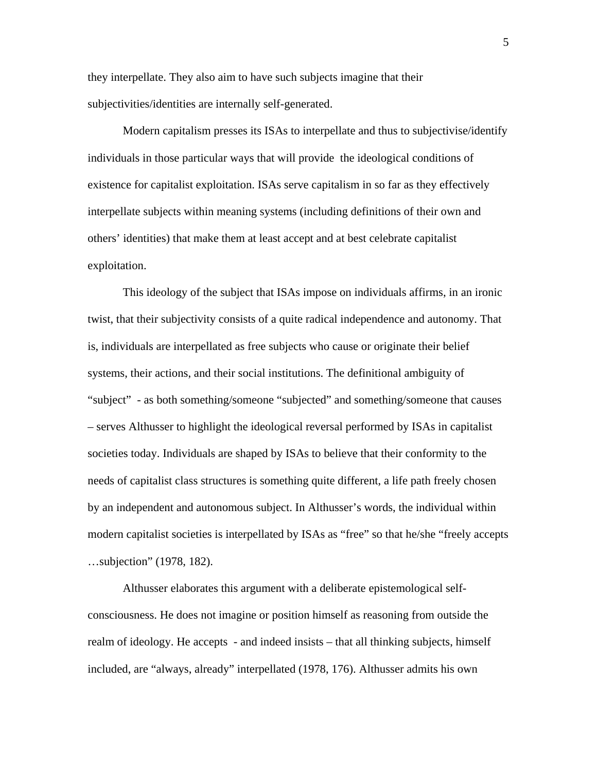they interpellate. They also aim to have such subjects imagine that their subjectivities/identities are internally self-generated.

Modern capitalism presses its ISAs to interpellate and thus to subjectivise/identify individuals in those particular ways that will provide the ideological conditions of existence for capitalist exploitation. ISAs serve capitalism in so far as they effectively interpellate subjects within meaning systems (including definitions of their own and others' identities) that make them at least accept and at best celebrate capitalist exploitation.

This ideology of the subject that ISAs impose on individuals affirms, in an ironic twist, that their subjectivity consists of a quite radical independence and autonomy. That is, individuals are interpellated as free subjects who cause or originate their belief systems, their actions, and their social institutions. The definitional ambiguity of "subject" - as both something/someone "subjected" and something/someone that causes – serves Althusser to highlight the ideological reversal performed by ISAs in capitalist societies today. Individuals are shaped by ISAs to believe that their conformity to the needs of capitalist class structures is something quite different, a life path freely chosen by an independent and autonomous subject. In Althusser's words, the individual within modern capitalist societies is interpellated by ISAs as "free" so that he/she "freely accepts …subjection" (1978, 182).

Althusser elaborates this argument with a deliberate epistemological self-consciousness. He does not imagine or position himself as reasoning from outside the realm of ideology. He accepts - and indeed insists – that all thinking subjects, himself included, are "always, already" interpellated (1978, 176). Althusser admits his own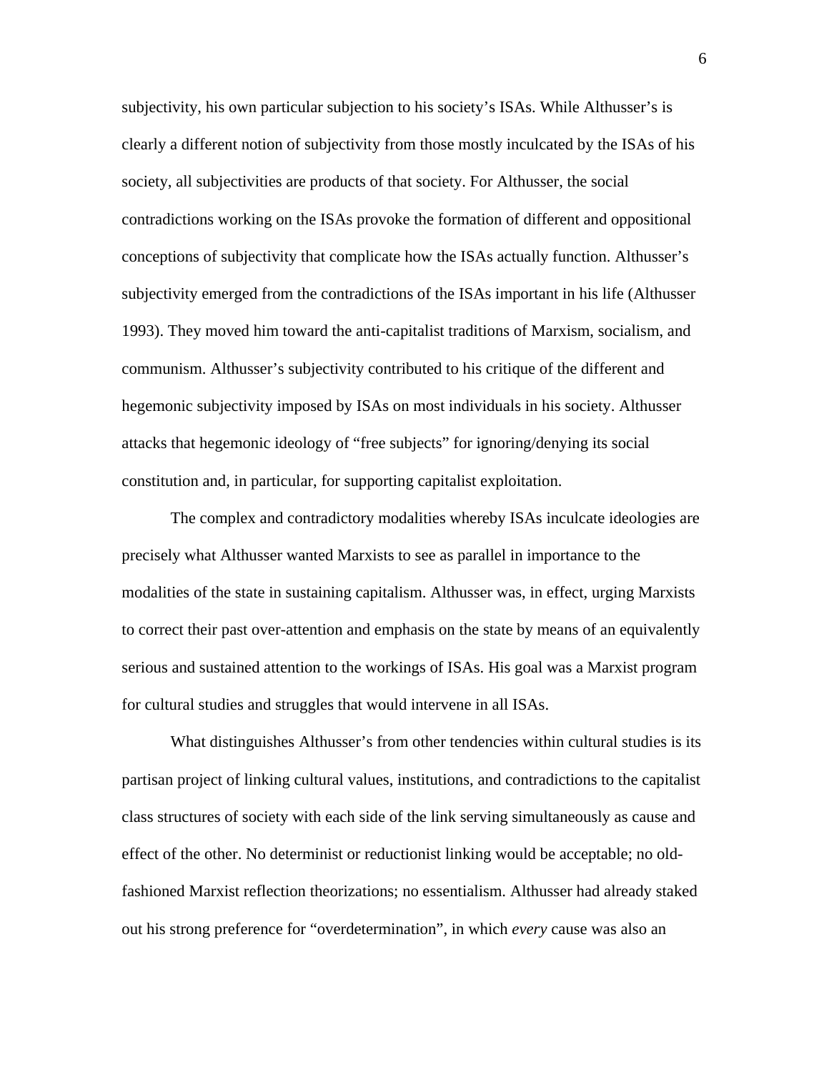subjectivity, his own particular subjection to his society's ISAs. While Althusser's is clearly a different notion of subjectivity from those mostly inculcated by the ISAs of his society, all subjectivities are products of that society. For Althusser, the social contradictions working on the ISAs provoke the formation of different and oppositional conceptions of subjectivity that complicate how the ISAs actually function. Althusser's subjectivity emerged from the contradictions of the ISAs important in his life (Althusser 1993). They moved him toward the anti-capitalist traditions of Marxism, socialism, and communism. Althusser's subjectivity contributed to his critique of the different and hegemonic subjectivity imposed by ISAs on most individuals in his society. Althusser attacks that hegemonic ideology of "free subjects" for ignoring/denying its social constitution and, in particular, for supporting capitalist exploitation.

The complex and contradictory modalities whereby ISAs inculcate ideologies are precisely what Althusser wanted Marxists to see as parallel in importance to the modalities of the state in sustaining capitalism. Althusser was, in effect, urging Marxists to correct their past over-attention and emphasis on the state by means of an equivalently serious and sustained attention to the workings of ISAs. His goal was a Marxist program for cultural studies and struggles that would intervene in all ISAs.

What distinguishes Althusser's from other tendencies within cultural studies is its partisan project of linking cultural values, institutions, and contradictions to the capitalist class structures of society with each side of the link serving simultaneously as cause and effect of the other. No determinist or reductionist linking would be acceptable; no old-fashioned Marxist reflection theorizations; no essentialism. Althusser had already staked out his strong preference for "overdetermination", in which *every* cause was also an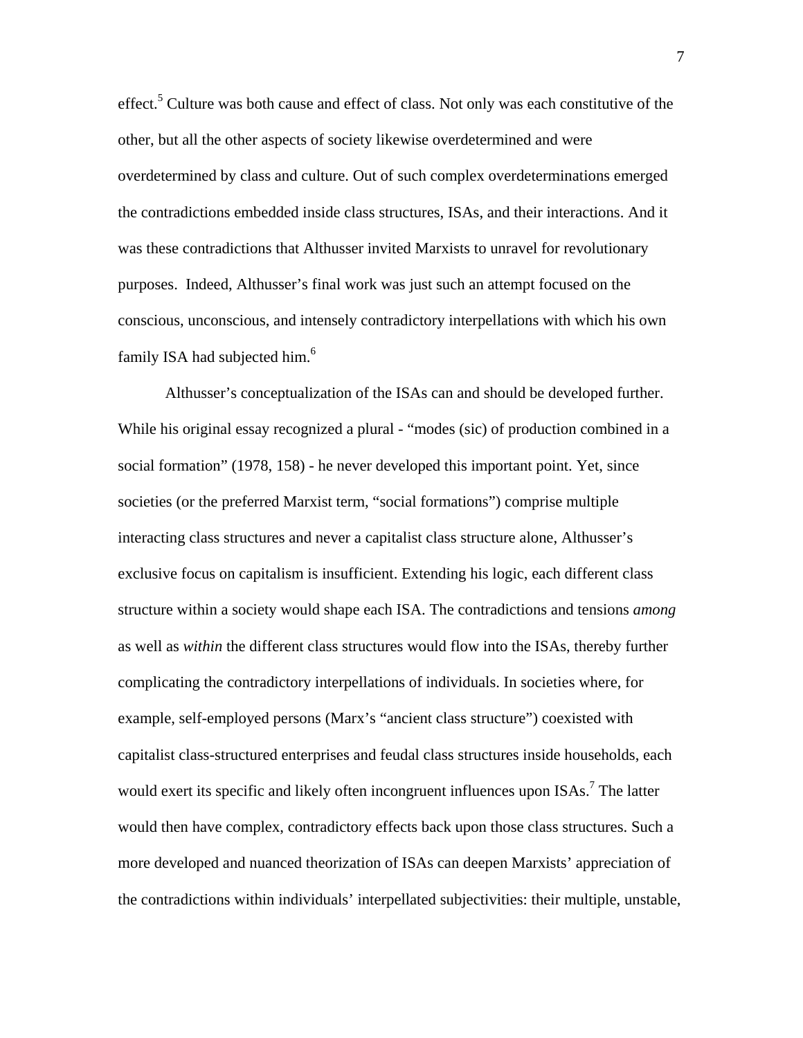effect.[5] Culture was both cause and effect of class. Not only was each constitutive of the other, but all the other aspects of society likewise overdetermined and were overdetermined by class and culture. Out of such complex overdeterminations emerged the contradictions embedded inside class structures, ISAs, and their interactions. And it was these contradictions that Althusser invited Marxists to unravel for revolutionary purposes. Indeed, Althusser's final work was just such an attempt focused on the conscious, unconscious, and intensely contradictory interpellations with which his own family ISA had subjected him.[6]

Althusser's conceptualization of the ISAs can and should be developed further. While his original essay recognized a plural - "modes (sic) of production combined in a social formation" (1978, 158) - he never developed this important point. Yet, since societies (or the preferred Marxist term, "social formations") comprise multiple interacting class structures and never a capitalist class structure alone, Althusser's exclusive focus on capitalism is insufficient. Extending his logic, each different class structure within a society would shape each ISA. The contradictions and tensions *among* as well as *within* the different class structures would flow into the ISAs, thereby further complicating the contradictory interpellations of individuals. In societies where, for example, self-employed persons (Marx's "ancient class structure") coexisted with capitalist class-structured enterprises and feudal class structures inside households, each would exert its specific and likely often incongruent influences upon ISAs.[7] The latter would then have complex, contradictory effects back upon those class structures. Such a more developed and nuanced theorization of ISAs can deepen Marxists' appreciation of the contradictions within individuals' interpellated subjectivities: their multiple, unstable,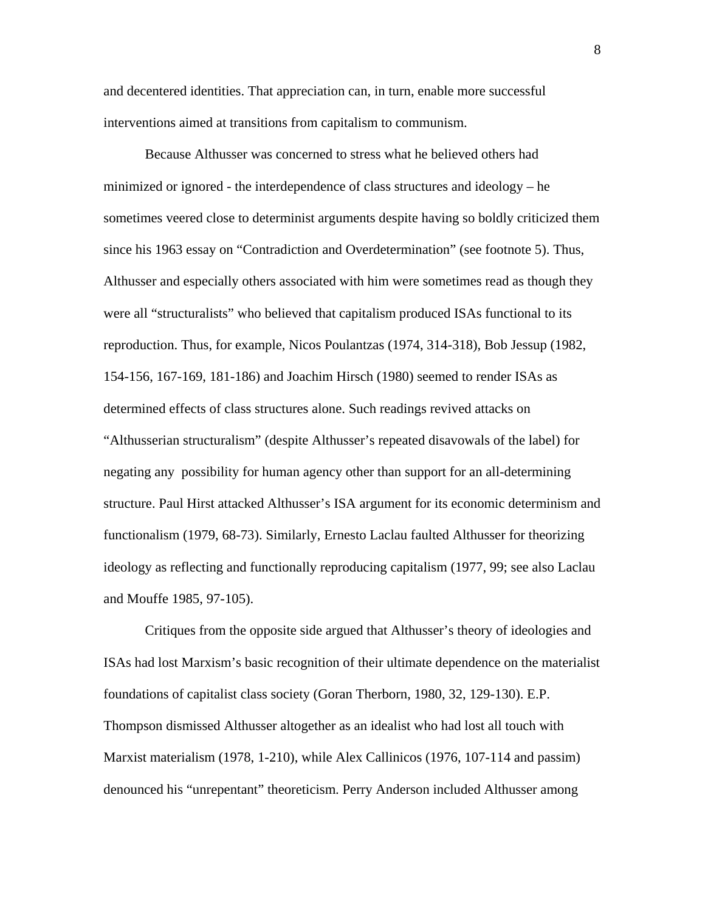and decentered identities. That appreciation can, in turn, enable more successful interventions aimed at transitions from capitalism to communism.

Because Althusser was concerned to stress what he believed others had minimized or ignored - the interdependence of class structures and ideology – he sometimes veered close to determinist arguments despite having so boldly criticized them since his 1963 essay on "Contradiction and Overdetermination" (see footnote 5). Thus, Althusser and especially others associated with him were sometimes read as though they were all "structuralists" who believed that capitalism produced ISAs functional to its reproduction. Thus, for example, Nicos Poulantzas (1974, 314-318), Bob Jessup (1982, 154-156, 167-169, 181-186) and Joachim Hirsch (1980) seemed to render ISAs as determined effects of class structures alone. Such readings revived attacks on "Althusserian structuralism" (despite Althusser's repeated disavowals of the label) for negating any possibility for human agency other than support for an all-determining structure. Paul Hirst attacked Althusser's ISA argument for its economic determinism and functionalism (1979, 68-73). Similarly, Ernesto Laclau faulted Althusser for theorizing ideology as reflecting and functionally reproducing capitalism (1977, 99; see also Laclau and Mouffe 1985, 97-105).

Critiques from the opposite side argued that Althusser's theory of ideologies and ISAs had lost Marxism's basic recognition of their ultimate dependence on the materialist foundations of capitalist class society (Goran Therborn, 1980, 32, 129-130). E.P. Thompson dismissed Althusser altogether as an idealist who had lost all touch with Marxist materialism (1978, 1-210), while Alex Callinicos (1976, 107-114 and passim) denounced his "unrepentant" theoreticism. Perry Anderson included Althusser among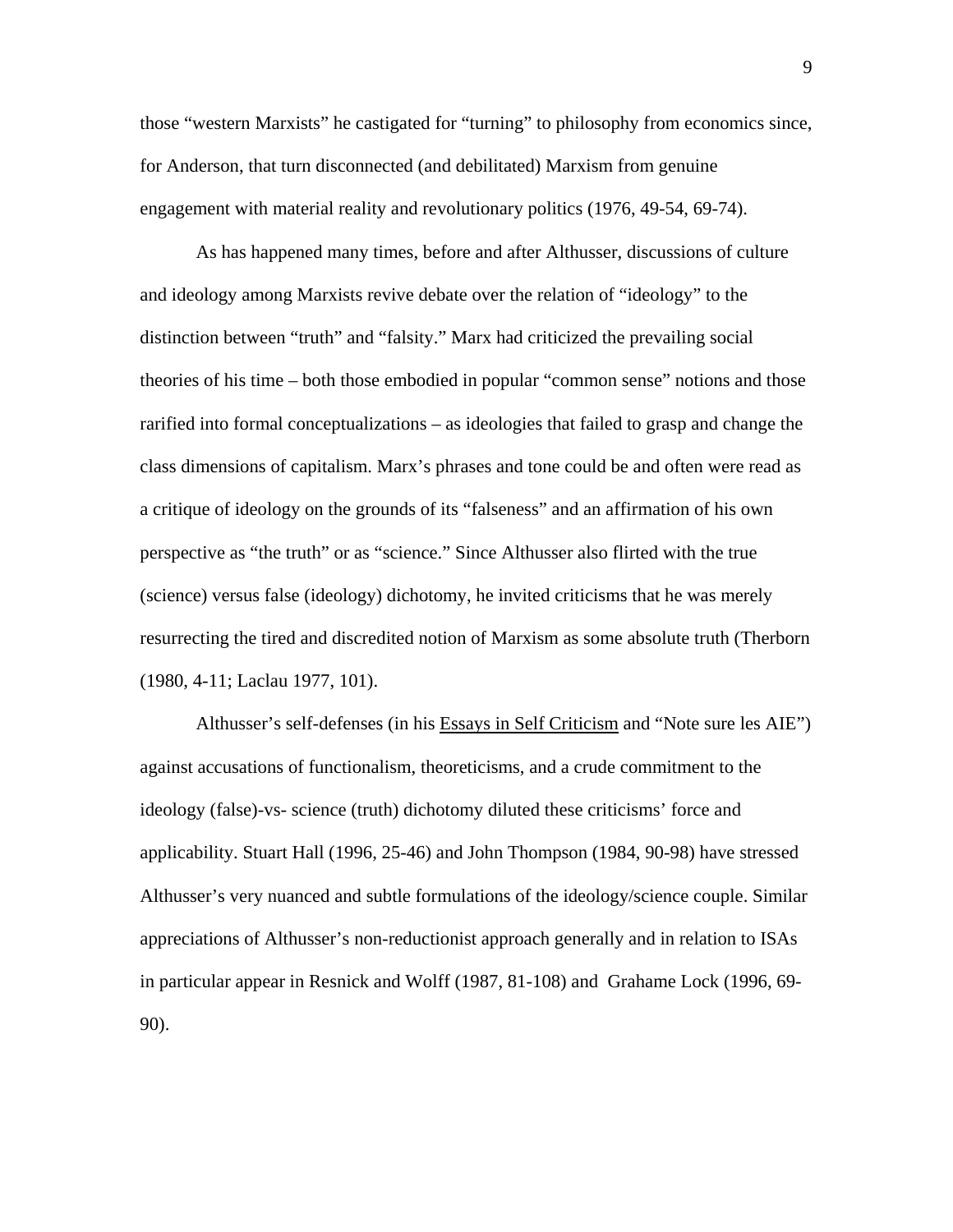those "western Marxists" he castigated for "turning" to philosophy from economics since, for Anderson, that turn disconnected (and debilitated) Marxism from genuine engagement with material reality and revolutionary politics (1976, 49-54, 69-74).

As has happened many times, before and after Althusser, discussions of culture and ideology among Marxists revive debate over the relation of "ideology" to the distinction between "truth" and "falsity." Marx had criticized the prevailing social theories of his time – both those embodied in popular "common sense" notions and those rarified into formal conceptualizations – as ideologies that failed to grasp and change the class dimensions of capitalism. Marx's phrases and tone could be and often were read as a critique of ideology on the grounds of its "falseness" and an affirmation of his own perspective as "the truth" or as "science." Since Althusser also flirted with the true (science) versus false (ideology) dichotomy, he invited criticisms that he was merely resurrecting the tired and discredited notion of Marxism as some absolute truth (Therborn (1980, 4-11; Laclau 1977, 101).

Althusser's self-defenses (in his Essays in Self Criticism and "Note sure les AIE") against accusations of functionalism, theoreticisms, and a crude commitment to the ideology (false)-vs- science (truth) dichotomy diluted these criticisms' force and applicability. Stuart Hall (1996, 25-46) and John Thompson (1984, 90-98) have stressed Althusser's very nuanced and subtle formulations of the ideology/science couple. Similar appreciations of Althusser's non-reductionist approach generally and in relation to ISAs in particular appear in Resnick and Wolff (1987, 81-108) and Grahame Lock (1996, 69-90).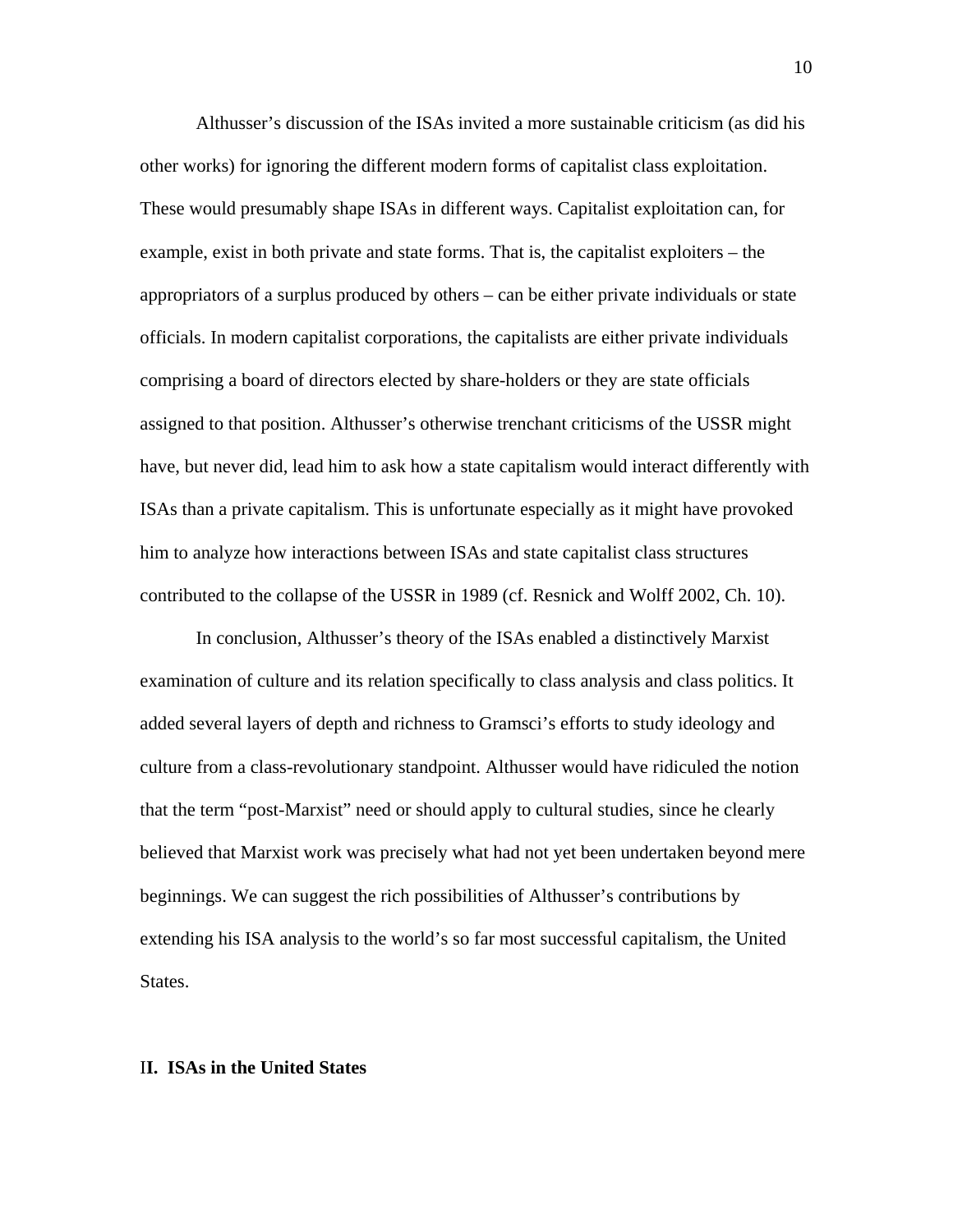Althusser's discussion of the ISAs invited a more sustainable criticism (as did his other works) for ignoring the different modern forms of capitalist class exploitation. These would presumably shape ISAs in different ways. Capitalist exploitation can, for example, exist in both private and state forms. That is, the capitalist exploiters – the appropriators of a surplus produced by others – can be either private individuals or state officials. In modern capitalist corporations, the capitalists are either private individuals comprising a board of directors elected by share-holders or they are state officials assigned to that position. Althusser's otherwise trenchant criticisms of the USSR might have, but never did, lead him to ask how a state capitalism would interact differently with ISAs than a private capitalism. This is unfortunate especially as it might have provoked him to analyze how interactions between ISAs and state capitalist class structures contributed to the collapse of the USSR in 1989 (cf. Resnick and Wolff 2002, Ch. 10).

In conclusion, Althusser's theory of the ISAs enabled a distinctively Marxist examination of culture and its relation specifically to class analysis and class politics. It added several layers of depth and richness to Gramsci's efforts to study ideology and culture from a class-revolutionary standpoint. Althusser would have ridiculed the notion that the term "post-Marxist" need or should apply to cultural studies, since he clearly believed that Marxist work was precisely what had not yet been undertaken beyond mere beginnings. We can suggest the rich possibilities of Althusser's contributions by extending his ISA analysis to the world's so far most successful capitalism, the United States.

## II. ISAs in the United States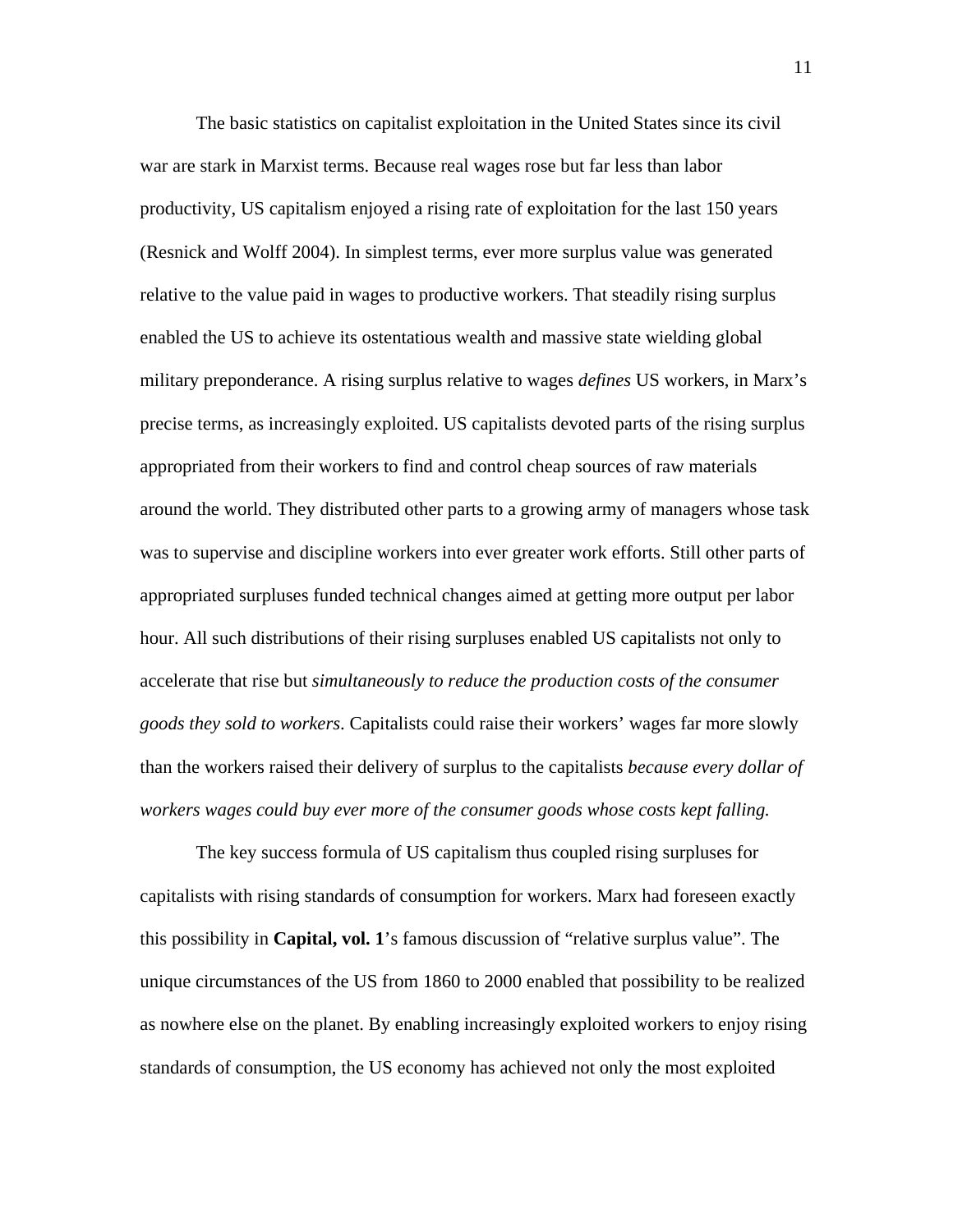The basic statistics on capitalist exploitation in the United States since its civil war are stark in Marxist terms. Because real wages rose but far less than labor productivity, US capitalism enjoyed a rising rate of exploitation for the last 150 years (Resnick and Wolff 2004). In simplest terms, ever more surplus value was generated relative to the value paid in wages to productive workers. That steadily rising surplus enabled the US to achieve its ostentatious wealth and massive state wielding global military preponderance. A rising surplus relative to wages *defines* US workers, in Marx's precise terms, as increasingly exploited. US capitalists devoted parts of the rising surplus appropriated from their workers to find and control cheap sources of raw materials around the world. They distributed other parts to a growing army of managers whose task was to supervise and discipline workers into ever greater work efforts. Still other parts of appropriated surpluses funded technical changes aimed at getting more output per labor hour. All such distributions of their rising surpluses enabled US capitalists not only to accelerate that rise but *simultaneously to reduce the production costs of the consumer goods they sold to workers*. Capitalists could raise their workers' wages far more slowly than the workers raised their delivery of surplus to the capitalists *because every dollar of workers wages could buy ever more of the consumer goods whose costs kept falling.*

The key success formula of US capitalism thus coupled rising surpluses for capitalists with rising standards of consumption for workers. Marx had foreseen exactly this possibility in **Capital, vol. 1**'s famous discussion of "relative surplus value". The unique circumstances of the US from 1860 to 2000 enabled that possibility to be realized as nowhere else on the planet. By enabling increasingly exploited workers to enjoy rising standards of consumption, the US economy has achieved not only the most exploited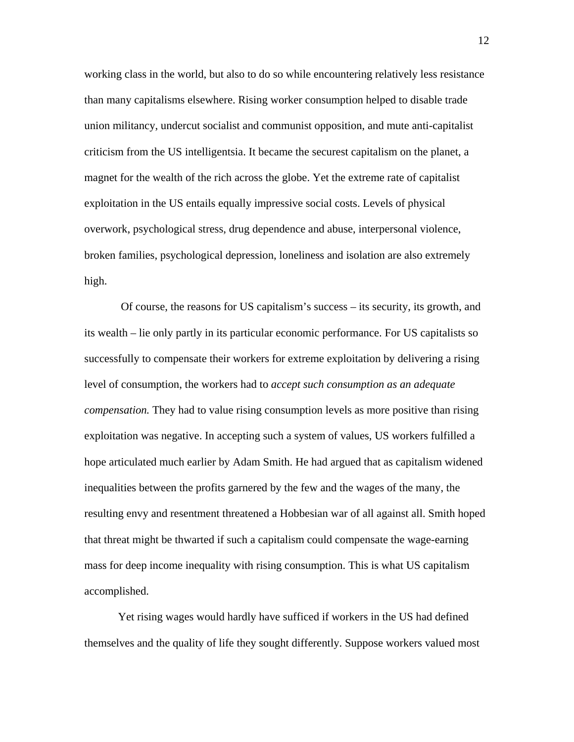working class in the world, but also to do so while encountering relatively less resistance than many capitalisms elsewhere. Rising worker consumption helped to disable trade union militancy, undercut socialist and communist opposition, and mute anti-capitalist criticism from the US intelligentsia. It became the securest capitalism on the planet, a magnet for the wealth of the rich across the globe. Yet the extreme rate of capitalist exploitation in the US entails equally impressive social costs. Levels of physical overwork, psychological stress, drug dependence and abuse, interpersonal violence, broken families, psychological depression, loneliness and isolation are also extremely high.

Of course, the reasons for US capitalism's success – its security, its growth, and its wealth – lie only partly in its particular economic performance. For US capitalists so successfully to compensate their workers for extreme exploitation by delivering a rising level of consumption, the workers had to *accept such consumption as an adequate compensation.* They had to value rising consumption levels as more positive than rising exploitation was negative. In accepting such a system of values, US workers fulfilled a hope articulated much earlier by Adam Smith. He had argued that as capitalism widened inequalities between the profits garnered by the few and the wages of the many, the resulting envy and resentment threatened a Hobbesian war of all against all. Smith hoped that threat might be thwarted if such a capitalism could compensate the wage-earning mass for deep income inequality with rising consumption. This is what US capitalism accomplished.

Yet rising wages would hardly have sufficed if workers in the US had defined themselves and the quality of life they sought differently. Suppose workers valued most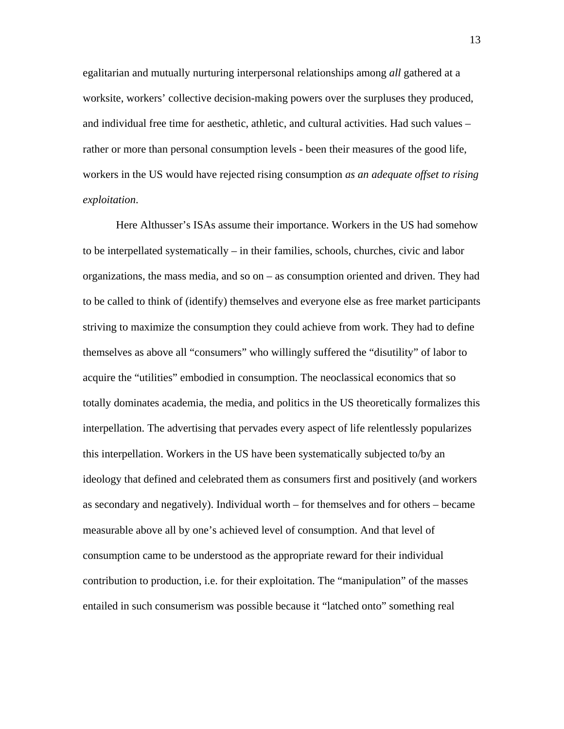egalitarian and mutually nurturing interpersonal relationships among *all* gathered at a worksite, workers' collective decision-making powers over the surpluses they produced, and individual free time for aesthetic, athletic, and cultural activities. Had such values – rather or more than personal consumption levels - been their measures of the good life, workers in the US would have rejected rising consumption *as an adequate offset to rising exploitation*.

Here Althusser's ISAs assume their importance. Workers in the US had somehow to be interpellated systematically – in their families, schools, churches, civic and labor organizations, the mass media, and so on – as consumption oriented and driven. They had to be called to think of (identify) themselves and everyone else as free market participants striving to maximize the consumption they could achieve from work. They had to define themselves as above all "consumers" who willingly suffered the "disutility" of labor to acquire the "utilities" embodied in consumption. The neoclassical economics that so totally dominates academia, the media, and politics in the US theoretically formalizes this interpellation. The advertising that pervades every aspect of life relentlessly popularizes this interpellation. Workers in the US have been systematically subjected to/by an ideology that defined and celebrated them as consumers first and positively (and workers as secondary and negatively). Individual worth – for themselves and for others – became measurable above all by one's achieved level of consumption. And that level of consumption came to be understood as the appropriate reward for their individual contribution to production, i.e. for their exploitation. The "manipulation" of the masses entailed in such consumerism was possible because it "latched onto" something real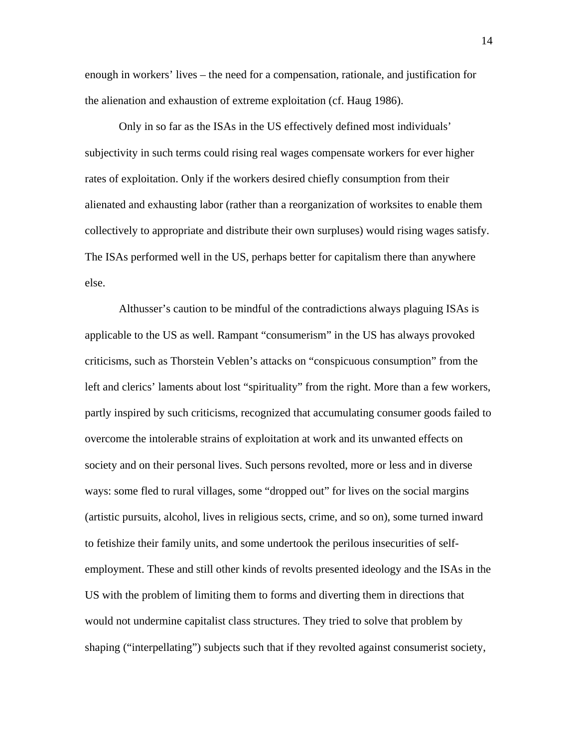enough in workers' lives – the need for a compensation, rationale, and justification for the alienation and exhaustion of extreme exploitation (cf. Haug 1986).

Only in so far as the ISAs in the US effectively defined most individuals' subjectivity in such terms could rising real wages compensate workers for ever higher rates of exploitation. Only if the workers desired chiefly consumption from their alienated and exhausting labor (rather than a reorganization of worksites to enable them collectively to appropriate and distribute their own surpluses) would rising wages satisfy. The ISAs performed well in the US, perhaps better for capitalism there than anywhere else.

Althusser's caution to be mindful of the contradictions always plaguing ISAs is applicable to the US as well. Rampant "consumerism" in the US has always provoked criticisms, such as Thorstein Veblen's attacks on "conspicuous consumption" from the left and clerics' laments about lost "spirituality" from the right. More than a few workers, partly inspired by such criticisms, recognized that accumulating consumer goods failed to overcome the intolerable strains of exploitation at work and its unwanted effects on society and on their personal lives. Such persons revolted, more or less and in diverse ways: some fled to rural villages, some "dropped out" for lives on the social margins (artistic pursuits, alcohol, lives in religious sects, crime, and so on), some turned inward to fetishize their family units, and some undertook the perilous insecurities of self-employment. These and still other kinds of revolts presented ideology and the ISAs in the US with the problem of limiting them to forms and diverting them in directions that would not undermine capitalist class structures. They tried to solve that problem by shaping ("interpellating") subjects such that if they revolted against consumerist society,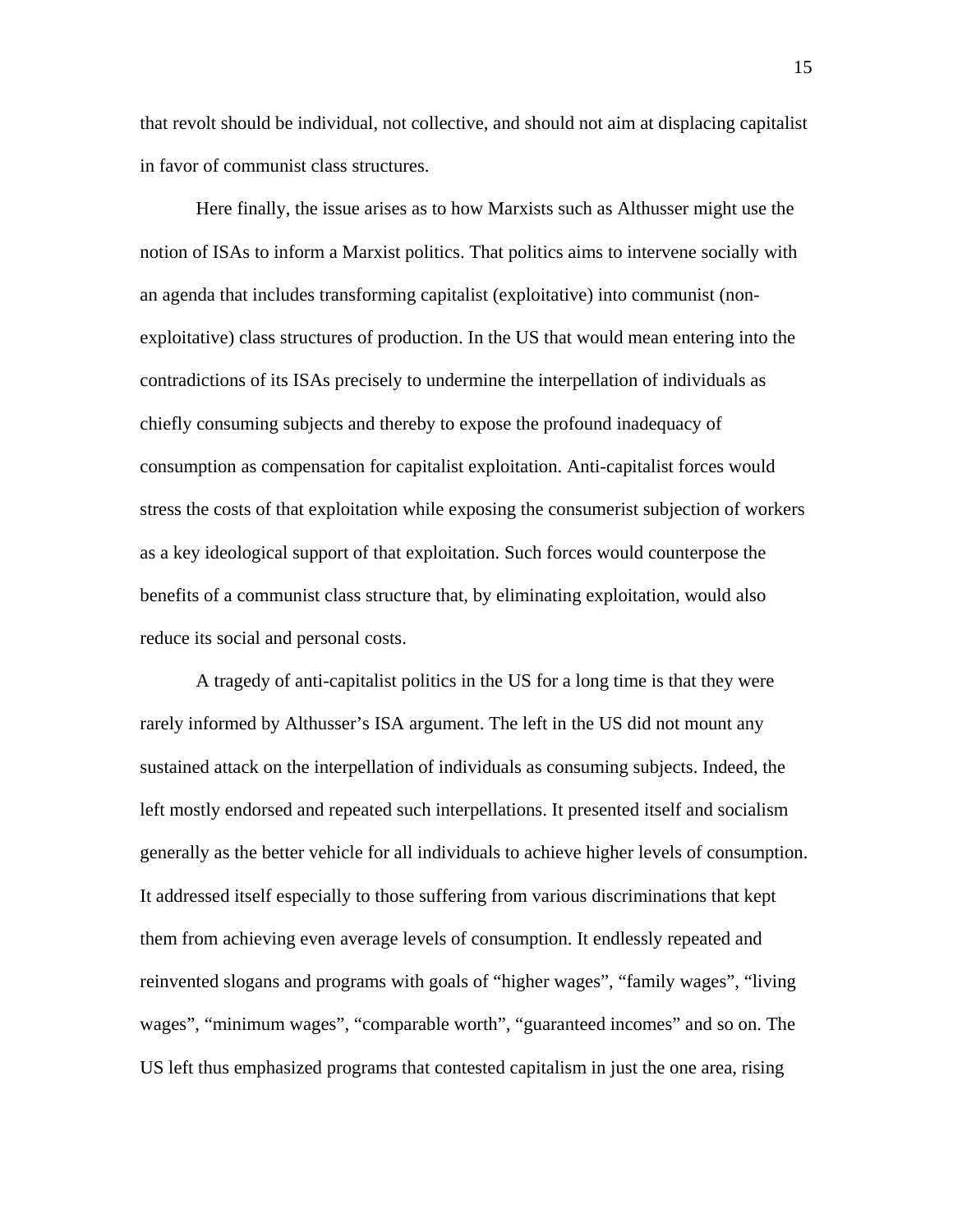that revolt should be individual, not collective, and should not aim at displacing capitalist in favor of communist class structures.

Here finally, the issue arises as to how Marxists such as Althusser might use the notion of ISAs to inform a Marxist politics. That politics aims to intervene socially with an agenda that includes transforming capitalist (exploitative) into communist (non-exploitative) class structures of production. In the US that would mean entering into the contradictions of its ISAs precisely to undermine the interpellation of individuals as chiefly consuming subjects and thereby to expose the profound inadequacy of consumption as compensation for capitalist exploitation. Anti-capitalist forces would stress the costs of that exploitation while exposing the consumerist subjection of workers as a key ideological support of that exploitation. Such forces would counterpose the benefits of a communist class structure that, by eliminating exploitation, would also reduce its social and personal costs.

A tragedy of anti-capitalist politics in the US for a long time is that they were rarely informed by Althusser's ISA argument. The left in the US did not mount any sustained attack on the interpellation of individuals as consuming subjects. Indeed, the left mostly endorsed and repeated such interpellations. It presented itself and socialism generally as the better vehicle for all individuals to achieve higher levels of consumption. It addressed itself especially to those suffering from various discriminations that kept them from achieving even average levels of consumption. It endlessly repeated and reinvented slogans and programs with goals of "higher wages", "family wages", "living wages", "minimum wages", "comparable worth", "guaranteed incomes" and so on. The US left thus emphasized programs that contested capitalism in just the one area, rising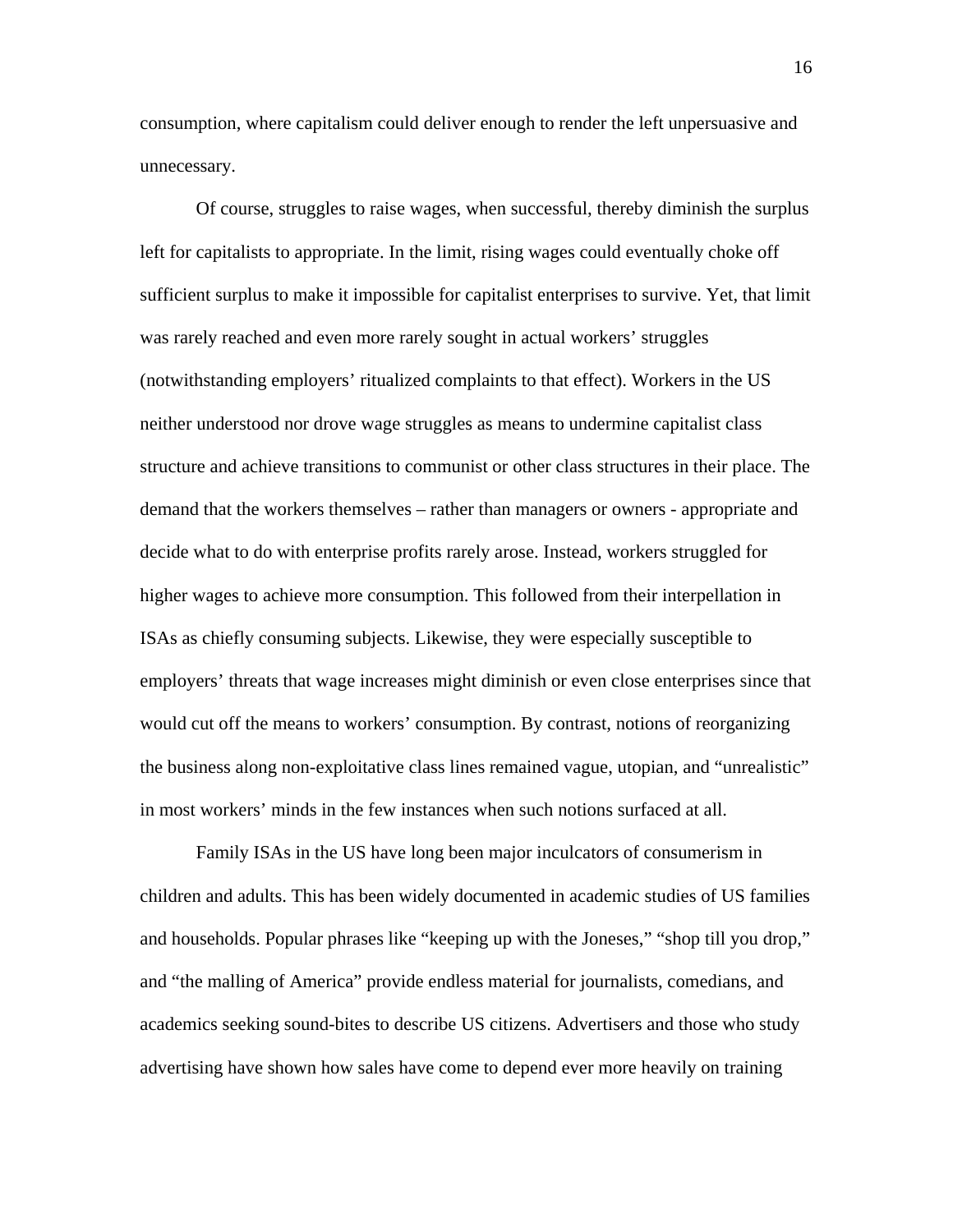consumption, where capitalism could deliver enough to render the left unpersuasive and unnecessary.

Of course, struggles to raise wages, when successful, thereby diminish the surplus left for capitalists to appropriate. In the limit, rising wages could eventually choke off sufficient surplus to make it impossible for capitalist enterprises to survive. Yet, that limit was rarely reached and even more rarely sought in actual workers' struggles (notwithstanding employers' ritualized complaints to that effect). Workers in the US neither understood nor drove wage struggles as means to undermine capitalist class structure and achieve transitions to communist or other class structures in their place. The demand that the workers themselves – rather than managers or owners - appropriate and decide what to do with enterprise profits rarely arose. Instead, workers struggled for higher wages to achieve more consumption. This followed from their interpellation in ISAs as chiefly consuming subjects. Likewise, they were especially susceptible to employers' threats that wage increases might diminish or even close enterprises since that would cut off the means to workers' consumption. By contrast, notions of reorganizing the business along non-exploitative class lines remained vague, utopian, and "unrealistic" in most workers' minds in the few instances when such notions surfaced at all.

Family ISAs in the US have long been major inculcators of consumerism in children and adults. This has been widely documented in academic studies of US families and households. Popular phrases like "keeping up with the Joneses," "shop till you drop," and "the malling of America" provide endless material for journalists, comedians, and academics seeking sound-bites to describe US citizens. Advertisers and those who study advertising have shown how sales have come to depend ever more heavily on training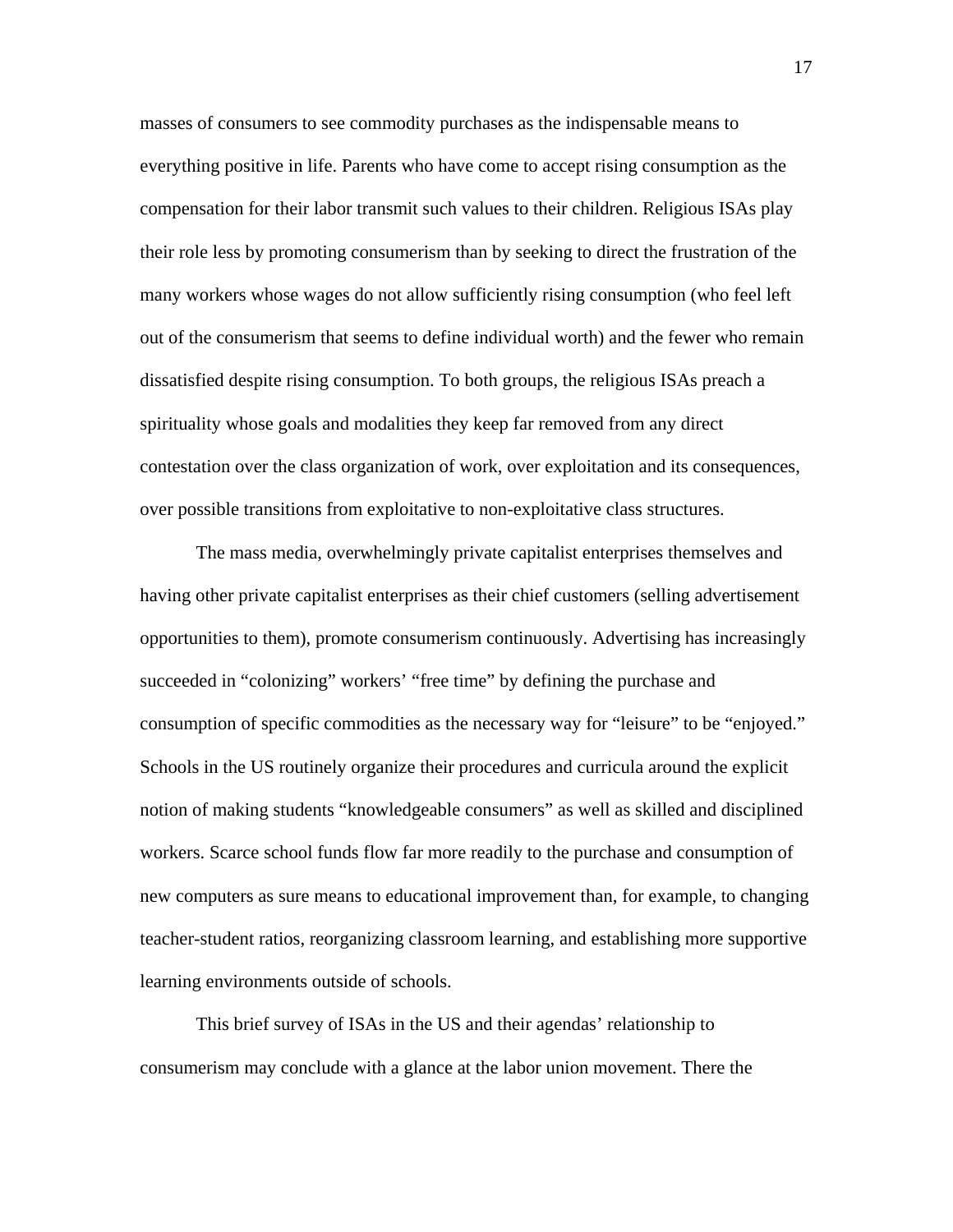masses of consumers to see commodity purchases as the indispensable means to everything positive in life. Parents who have come to accept rising consumption as the compensation for their labor transmit such values to their children. Religious ISAs play their role less by promoting consumerism than by seeking to direct the frustration of the many workers whose wages do not allow sufficiently rising consumption (who feel left out of the consumerism that seems to define individual worth) and the fewer who remain dissatisfied despite rising consumption. To both groups, the religious ISAs preach a spirituality whose goals and modalities they keep far removed from any direct contestation over the class organization of work, over exploitation and its consequences, over possible transitions from exploitative to non-exploitative class structures.

The mass media, overwhelmingly private capitalist enterprises themselves and having other private capitalist enterprises as their chief customers (selling advertisement opportunities to them), promote consumerism continuously. Advertising has increasingly succeeded in "colonizing" workers' "free time" by defining the purchase and consumption of specific commodities as the necessary way for "leisure" to be "enjoyed." Schools in the US routinely organize their procedures and curricula around the explicit notion of making students "knowledgeable consumers" as well as skilled and disciplined workers. Scarce school funds flow far more readily to the purchase and consumption of new computers as sure means to educational improvement than, for example, to changing teacher-student ratios, reorganizing classroom learning, and establishing more supportive learning environments outside of schools.

This brief survey of ISAs in the US and their agendas' relationship to consumerism may conclude with a glance at the labor union movement. There the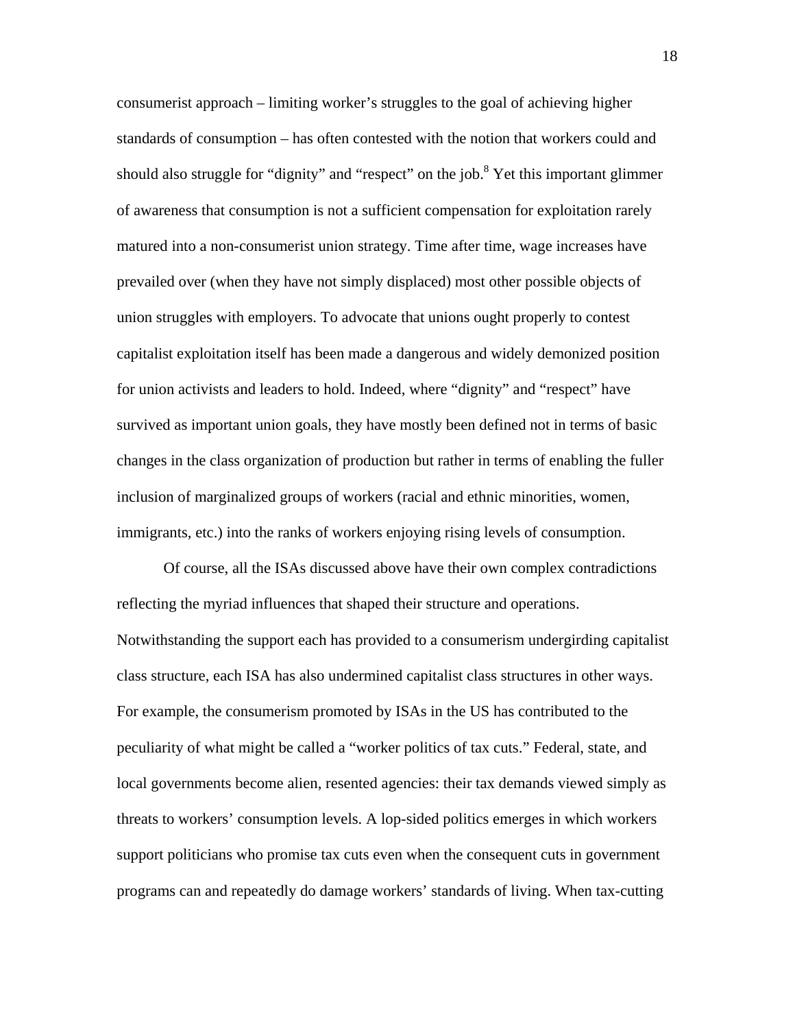consumerist approach – limiting worker's struggles to the goal of achieving higher standards of consumption – has often contested with the notion that workers could and should also struggle for "dignity" and "respect" on the job.[8] Yet this important glimmer of awareness that consumption is not a sufficient compensation for exploitation rarely matured into a non-consumerist union strategy. Time after time, wage increases have prevailed over (when they have not simply displaced) most other possible objects of union struggles with employers. To advocate that unions ought properly to contest capitalist exploitation itself has been made a dangerous and widely demonized position for union activists and leaders to hold. Indeed, where "dignity" and "respect" have survived as important union goals, they have mostly been defined not in terms of basic changes in the class organization of production but rather in terms of enabling the fuller inclusion of marginalized groups of workers (racial and ethnic minorities, women, immigrants, etc.) into the ranks of workers enjoying rising levels of consumption.

Of course, all the ISAs discussed above have their own complex contradictions reflecting the myriad influences that shaped their structure and operations. Notwithstanding the support each has provided to a consumerism undergirding capitalist class structure, each ISA has also undermined capitalist class structures in other ways. For example, the consumerism promoted by ISAs in the US has contributed to the peculiarity of what might be called a "worker politics of tax cuts." Federal, state, and local governments become alien, resented agencies: their tax demands viewed simply as threats to workers' consumption levels. A lop-sided politics emerges in which workers support politicians who promise tax cuts even when the consequent cuts in government programs can and repeatedly do damage workers' standards of living. When tax-cutting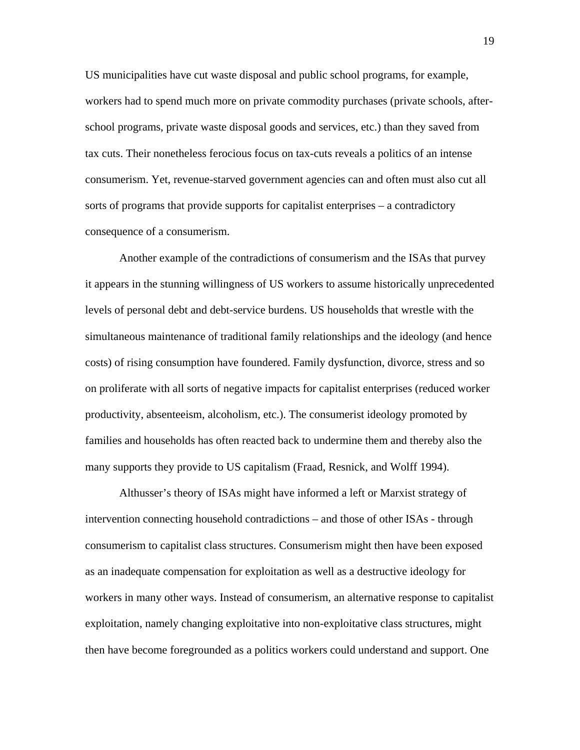US municipalities have cut waste disposal and public school programs, for example, workers had to spend much more on private commodity purchases (private schools, after-school programs, private waste disposal goods and services, etc.) than they saved from tax cuts. Their nonetheless ferocious focus on tax-cuts reveals a politics of an intense consumerism. Yet, revenue-starved government agencies can and often must also cut all sorts of programs that provide supports for capitalist enterprises – a contradictory consequence of a consumerism.

Another example of the contradictions of consumerism and the ISAs that purvey it appears in the stunning willingness of US workers to assume historically unprecedented levels of personal debt and debt-service burdens. US households that wrestle with the simultaneous maintenance of traditional family relationships and the ideology (and hence costs) of rising consumption have foundered. Family dysfunction, divorce, stress and so on proliferate with all sorts of negative impacts for capitalist enterprises (reduced worker productivity, absenteeism, alcoholism, etc.). The consumerist ideology promoted by families and households has often reacted back to undermine them and thereby also the many supports they provide to US capitalism (Fraad, Resnick, and Wolff 1994).

Althusser's theory of ISAs might have informed a left or Marxist strategy of intervention connecting household contradictions – and those of other ISAs - through consumerism to capitalist class structures. Consumerism might then have been exposed as an inadequate compensation for exploitation as well as a destructive ideology for workers in many other ways. Instead of consumerism, an alternative response to capitalist exploitation, namely changing exploitative into non-exploitative class structures, might then have become foregrounded as a politics workers could understand and support. One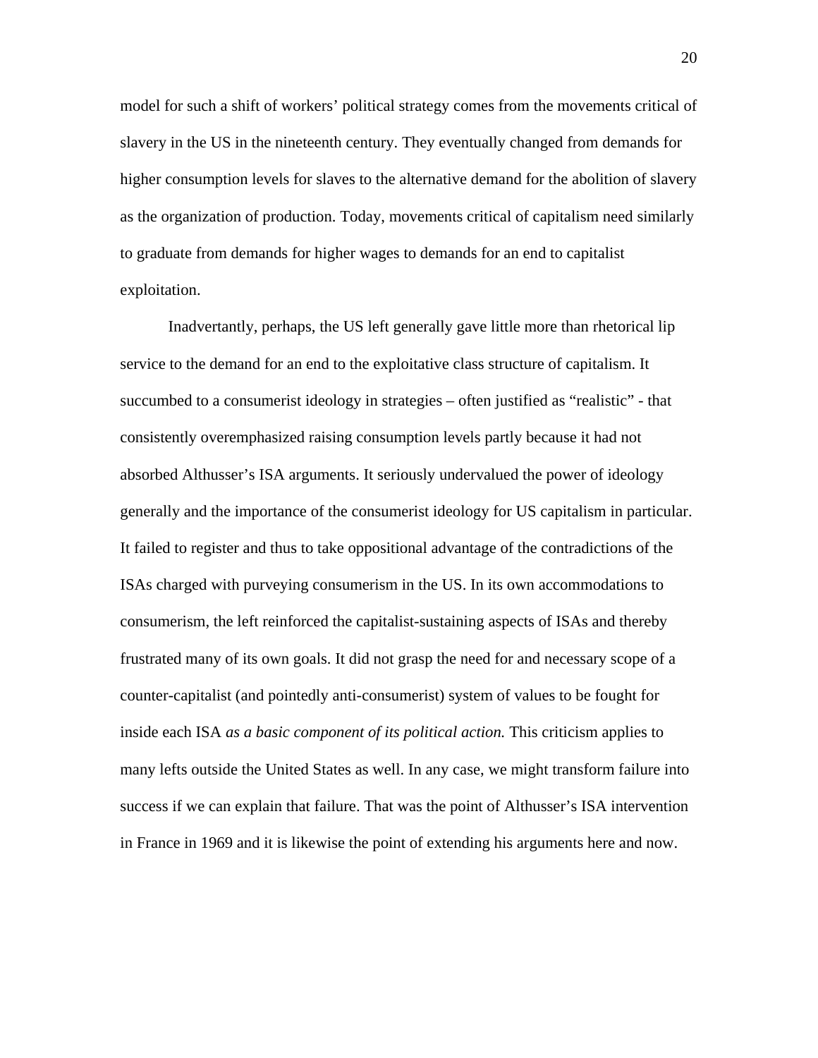model for such a shift of workers' political strategy comes from the movements critical of slavery in the US in the nineteenth century. They eventually changed from demands for higher consumption levels for slaves to the alternative demand for the abolition of slavery as the organization of production. Today, movements critical of capitalism need similarly to graduate from demands for higher wages to demands for an end to capitalist exploitation.

Inadvertantly, perhaps, the US left generally gave little more than rhetorical lip service to the demand for an end to the exploitative class structure of capitalism. It succumbed to a consumerist ideology in strategies – often justified as "realistic" - that consistently overemphasized raising consumption levels partly because it had not absorbed Althusser's ISA arguments. It seriously undervalued the power of ideology generally and the importance of the consumerist ideology for US capitalism in particular. It failed to register and thus to take oppositional advantage of the contradictions of the ISAs charged with purveying consumerism in the US. In its own accommodations to consumerism, the left reinforced the capitalist-sustaining aspects of ISAs and thereby frustrated many of its own goals. It did not grasp the need for and necessary scope of a counter-capitalist (and pointedly anti-consumerist) system of values to be fought for inside each ISA *as a basic component of its political action.* This criticism applies to many lefts outside the United States as well. In any case, we might transform failure into success if we can explain that failure. That was the point of Althusser's ISA intervention in France in 1969 and it is likewise the point of extending his arguments here and now.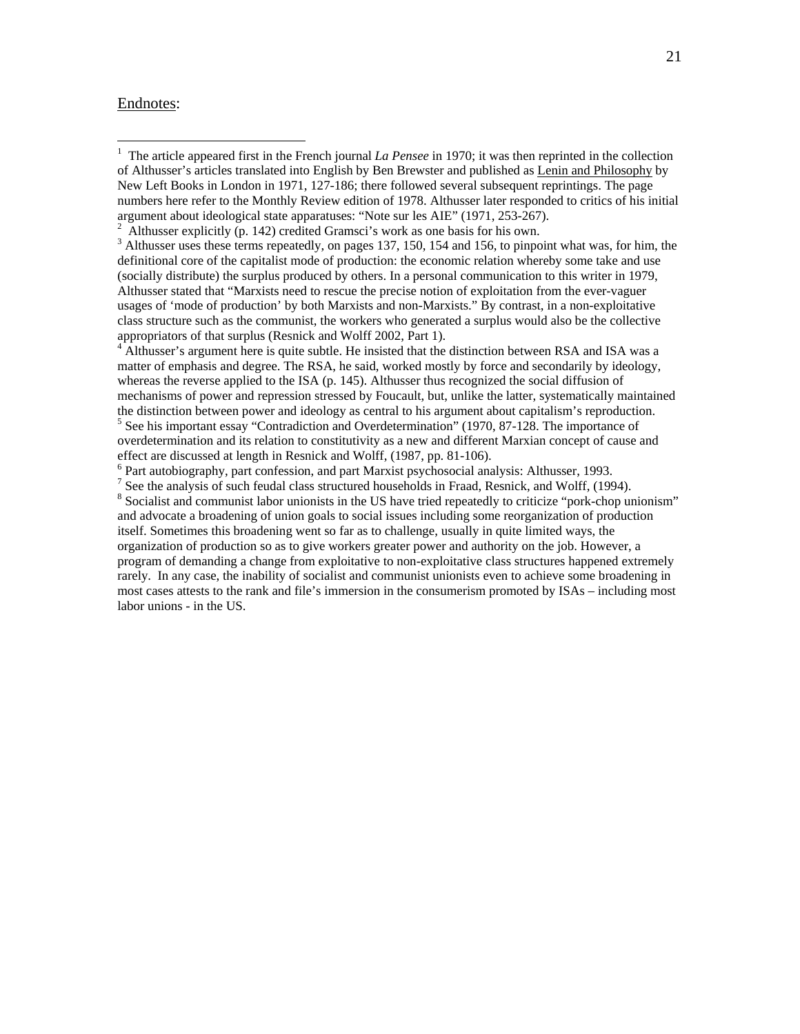Endnotes:

[1] The article appeared first in the French journal *La Pensee* in 1970; it was then reprinted in the collection of Althusser's articles translated into English by Ben Brewster and published as Lenin and Philosophy by New Left Books in London in 1971, 127-186; there followed several subsequent reprintings. The page numbers here refer to the Monthly Review edition of 1978. Althusser later responded to critics of his initial argument about ideological state apparatuses: "Note sur les AIE" (1971, 253-267).

[2] Althusser explicitly (p. 142) credited Gramsci's work as one basis for his own.

[3] Althusser uses these terms repeatedly, on pages 137, 150, 154 and 156, to pinpoint what was, for him, the definitional core of the capitalist mode of production: the economic relation whereby some take and use (socially distribute) the surplus produced by others. In a personal communication to this writer in 1979, Althusser stated that "Marxists need to rescue the precise notion of exploitation from the ever-vaguer usages of 'mode of production' by both Marxists and non-Marxists." By contrast, in a non-exploitative class structure such as the communist, the workers who generated a surplus would also be the collective appropriators of that surplus (Resnick and Wolff 2002, Part 1).

[4] Althusser's argument here is quite subtle. He insisted that the distinction between RSA and ISA was a matter of emphasis and degree. The RSA, he said, worked mostly by force and secondarily by ideology, whereas the reverse applied to the ISA (p. 145). Althusser thus recognized the social diffusion of mechanisms of power and repression stressed by Foucault, but, unlike the latter, systematically maintained the distinction between power and ideology as central to his argument about capitalism's reproduction.

[5] See his important essay "Contradiction and Overdetermination" (1970, 87-128. The importance of overdetermination and its relation to constitutivity as a new and different Marxian concept of cause and effect are discussed at length in Resnick and Wolff, (1987, pp. 81-106).

[6] Part autobiography, part confession, and part Marxist psychosocial analysis: Althusser, 1993.

[7] See the analysis of such feudal class structured households in Fraad, Resnick, and Wolff, (1994).

[8] Socialist and communist labor unionists in the US have tried repeatedly to criticize "pork-chop unionism" and advocate a broadening of union goals to social issues including some reorganization of production itself. Sometimes this broadening went so far as to challenge, usually in quite limited ways, the organization of production so as to give workers greater power and authority on the job. However, a program of demanding a change from exploitative to non-exploitative class structures happened extremely rarely. In any case, the inability of socialist and communist unionists even to achieve some broadening in most cases attests to the rank and file's immersion in the consumerism promoted by ISAs – including most labor unions - in the US.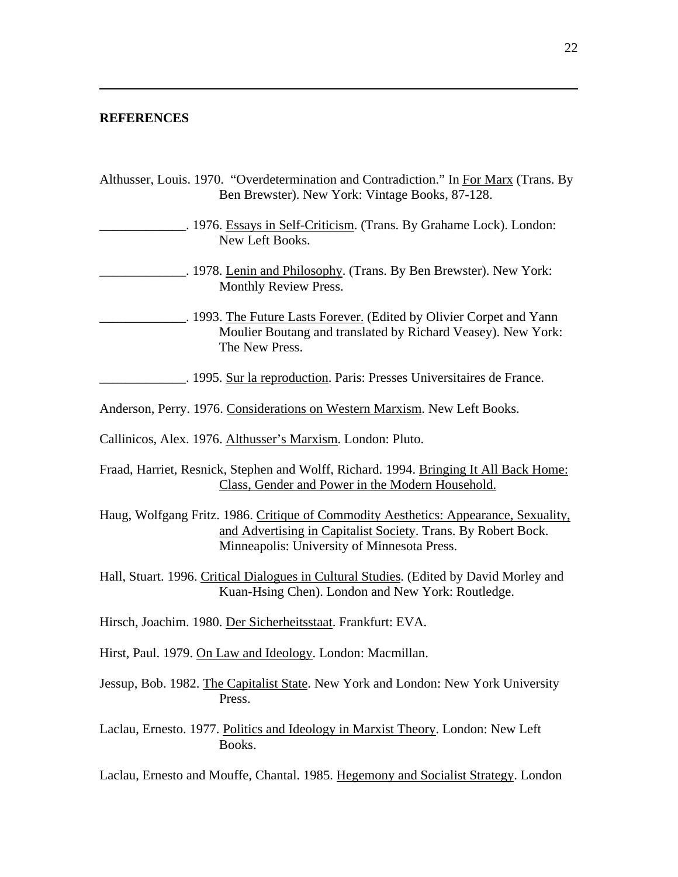## REFERENCES

Althusser, Louis. 1970. "Overdetermination and Contradiction." In For Marx (Trans. By Ben Brewster). New York: Vintage Books, 87-128.

_____________. 1976. Essays in Self-Criticism. (Trans. By Grahame Lock). London: New Left Books.

_____________. 1978. Lenin and Philosophy. (Trans. By Ben Brewster). New York: Monthly Review Press.

_____________. 1993. The Future Lasts Forever. (Edited by Olivier Corpet and Yann Moulier Boutang and translated by Richard Veasey). New York: The New Press.

_____________. 1995. Sur la reproduction. Paris: Presses Universitaires de France.

Anderson, Perry. 1976. Considerations on Western Marxism. New Left Books.

Callinicos, Alex. 1976. Althusser's Marxism. London: Pluto.

Fraad, Harriet, Resnick, Stephen and Wolff, Richard. 1994. Bringing It All Back Home: Class, Gender and Power in the Modern Household.

Haug, Wolfgang Fritz. 1986. Critique of Commodity Aesthetics: Appearance, Sexuality, and Advertising in Capitalist Society. Trans. By Robert Bock. Minneapolis: University of Minnesota Press.

Hall, Stuart. 1996. Critical Dialogues in Cultural Studies. (Edited by David Morley and Kuan-Hsing Chen). London and New York: Routledge.

Hirsch, Joachim. 1980. Der Sicherheitsstaat. Frankfurt: EVA.

Hirst, Paul. 1979. On Law and Ideology. London: Macmillan.

Jessup, Bob. 1982. The Capitalist State. New York and London: New York University Press.

Laclau, Ernesto. 1977. Politics and Ideology in Marxist Theory. London: New Left Books.

Laclau, Ernesto and Mouffe, Chantal. 1985. Hegemony and Socialist Strategy. London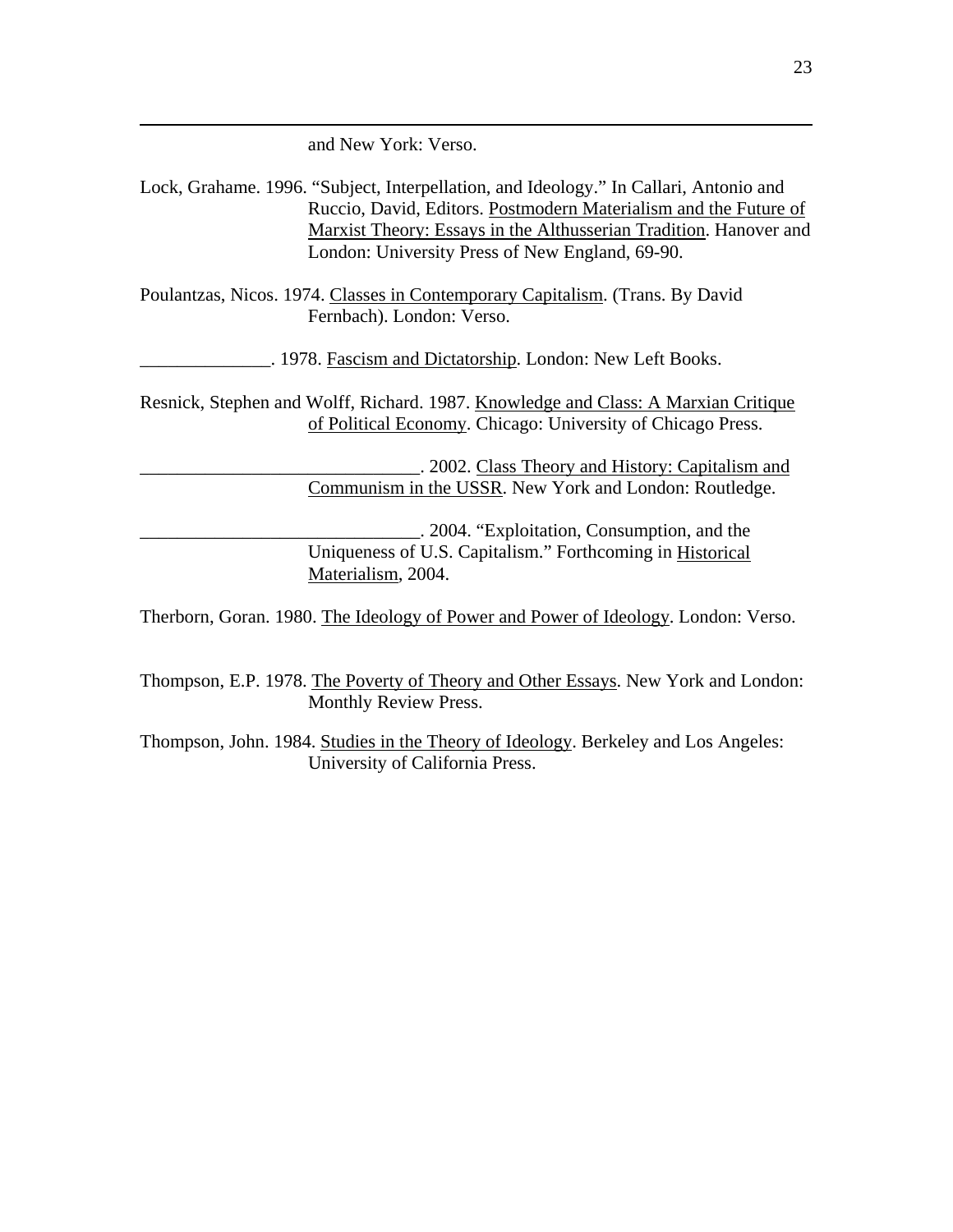and New York: Verso.

Lock, Grahame. 1996. “Subject, Interpellation, and Ideology.” In Callari, Antonio and Ruccio, David, Editors. Postmodern Materialism and the Future of Marxist Theory: Essays in the Althusserian Tradition. Hanover and London: University Press of New England, 69-90.

Poulantzas, Nicos. 1974. Classes in Contemporary Capitalism. (Trans. By David Fernbach). London: Verso.

______________. 1978. Fascism and Dictatorship. London: New Left Books.

Resnick, Stephen and Wolff, Richard. 1987. Knowledge and Class: A Marxian Critique of Political Economy. Chicago: University of Chicago Press.

______________________________. 2002. Class Theory and History: Capitalism and Communism in the USSR. New York and London: Routledge.

______________________________. 2004. “Exploitation, Consumption, and the Uniqueness of U.S. Capitalism.” Forthcoming in Historical Materialism, 2004.

Therborn, Goran. 1980. The Ideology of Power and Power of Ideology. London: Verso.

Thompson, E.P. 1978. The Poverty of Theory and Other Essays. New York and London: Monthly Review Press.

Thompson, John. 1984. Studies in the Theory of Ideology. Berkeley and Los Angeles: University of California Press.